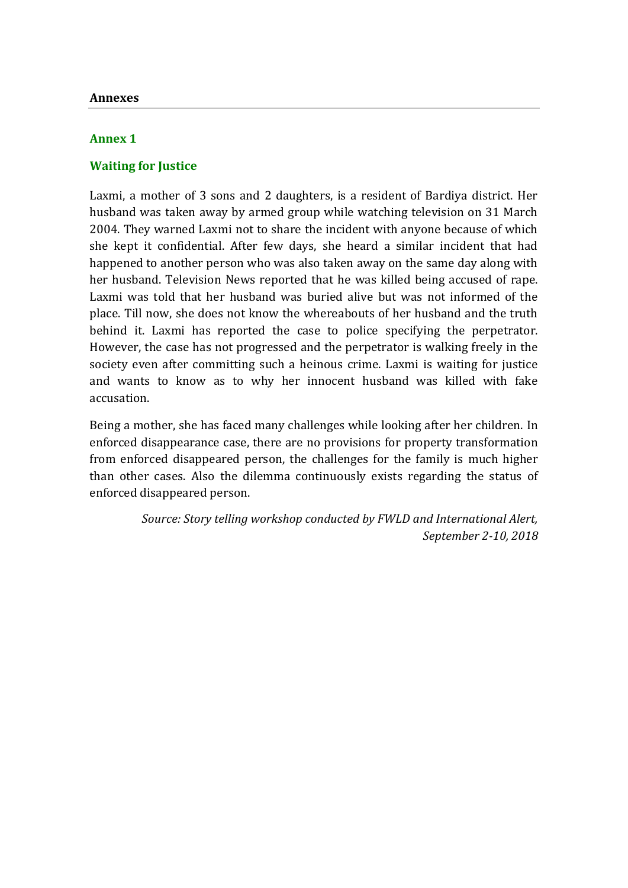# Annexes

## Annex 1

### Waiting for Justice

Laxmi, a mother of 3 sons and 2 daughters, is a resident of Bardiya district. Her husband was taken away by armed group while watching television on 31 March 2004. They warned Laxmi not to share the incident with anyone because of which she kept it confidential. After few days, she heard a similar incident that had happened to another person who was also taken away on the same day along with her husband. Television News reported that he was killed being accused of rape. Laxmi was told that her husband was buried alive but was not informed of the place. Till now, she does not know the whereabouts of her husband and the truth behind it. Laxmi has reported the case to police specifying the perpetrator. However, the case has not progressed and the perpetrator is walking freely in the society even after committing such a heinous crime. Laxmi is waiting for justice and wants to know as to why her innocent husband was killed with fake accusation.

Being a mother, she has faced many challenges while looking after her children. In enforced disappearance case, there are no provisions for property transformation from enforced disappeared person, the challenges for the family is much higher than other cases. Also the dilemma continuously exists regarding the status of enforced disappeared person.

*Source: Story telling workshop conducted by FWLD and International Alert, September 2-10, 2018*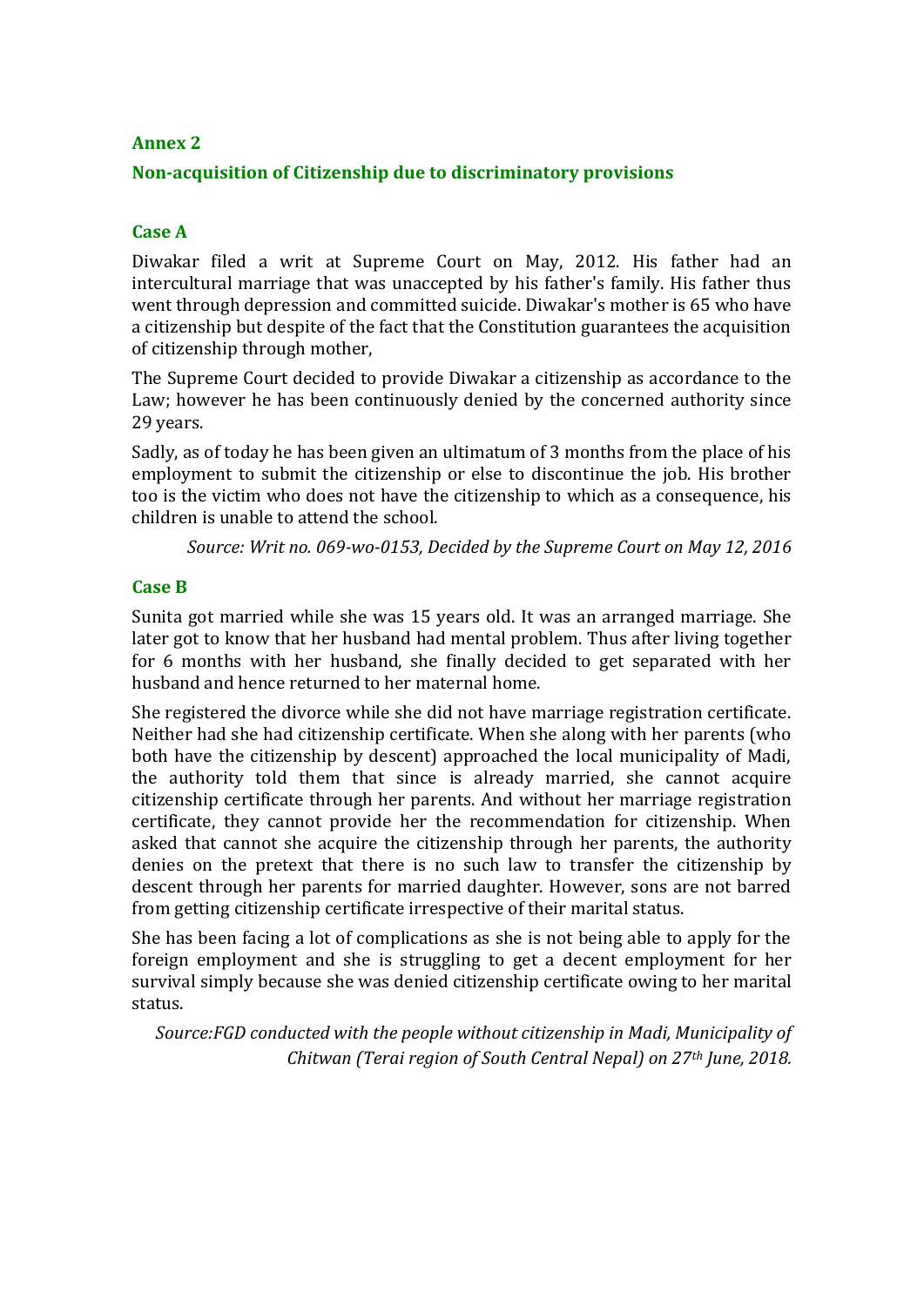## Annex 2

## Non-acquisition of Citizenship due to discriminatory provisions

### Case A

Diwakar filed a writ at Supreme Court on May, 2012. His father had an intercultural marriage that was unaccepted by his father's family. His father thus went through depression and committed suicide. Diwakar's mother is 65 who have a citizenship but despite of the fact that the Constitution guarantees the acquisition of citizenship through mother,

The Supreme Court decided to provide Diwakar a citizenship as accordance to the Law; however he has been continuously denied by the concerned authority since 29 years.

Sadly, as of today he has been given an ultimatum of 3 months from the place of his employment to submit the citizenship or else to discontinue the job. His brother too is the victim who does not have the citizenship to which as a consequence, his children is unable to attend the school.

*Source: Writ no. 069-wo-0153, Decided by the Supreme Court on May 12, 2016*

### Case B

Sunita got married while she was 15 years old. It was an arranged marriage. She later got to know that her husband had mental problem. Thus after living together for 6 months with her husband, she finally decided to get separated with her husband and hence returned to her maternal home.

She registered the divorce while she did not have marriage registration certificate. Neither had she had citizenship certificate. When she along with her parents (who both have the citizenship by descent) approached the local municipality of Madi, the authority told them that since is already married, she cannot acquire citizenship certificate through her parents. And without her marriage registration certificate, they cannot provide her the recommendation for citizenship. When asked that cannot she acquire the citizenship through her parents, the authority denies on the pretext that there is no such law to transfer the citizenship by descent through her parents for married daughter. However, sons are not barred from getting citizenship certificate irrespective of their marital status.

She has been facing a lot of complications as she is not being able to apply for the foreign employment and she is struggling to get a decent employment for her survival simply because she was denied citizenship certificate owing to her marital status.

*Source:FGD conducted with the people without citizenship in Madi, Municipality of Chitwan (Terai region of South Central Nepal) on 27th June, 2018.*